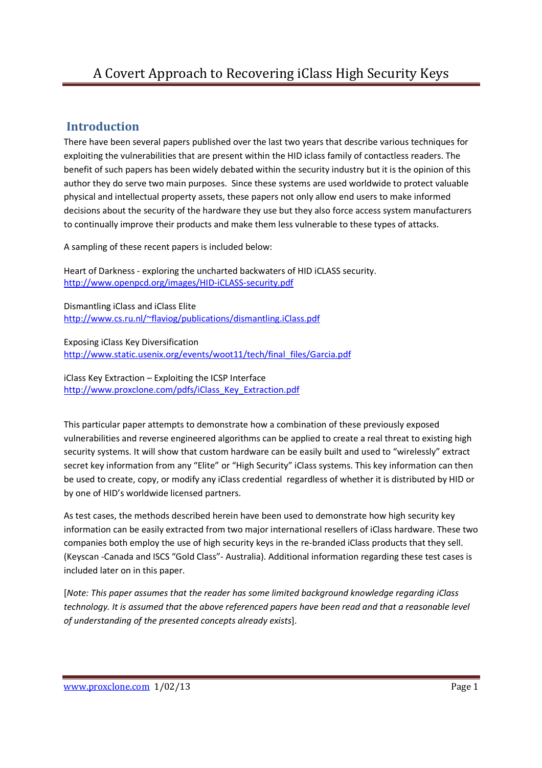# A Covert Approach to Recovering iClass High Security Keys

## Introduction

There have been several papers published over the last two years that describe various techniques for exploiting the vulnerabilities that are present within the HID iclass family of contactless readers. The benefit of such papers has been widely debated within the security industry but it is the opinion of this author they do serve two main purposes. Since these systems are used worldwide to protect valuable physical and intellectual property assets, these papers not only allow end users to make informed decisions about the security of the hardware they use but they also force access system manufacturers to continually improve their products and make them less vulnerable to these types of attacks.

A sampling of these recent papers is included below:

Heart of Darkness - exploring the uncharted backwaters of HID iCLASS security.
http://www.openpcd.org/images/HID-iCLASS-security.pdf

Dismantling iClass and iClass Elite
http://www.cs.ru.nl/~flaviog/publications/dismantling.iClass.pdf

Exposing iClass Key Diversification
http://www.static.usenix.org/events/woot11/tech/final_files/Garcia.pdf

iClass Key Extraction – Exploiting the ICSP Interface
http://www.proxclone.com/pdfs/iClass_Key_Extraction.pdf

This particular paper attempts to demonstrate how a combination of these previously exposed vulnerabilities and reverse engineered algorithms can be applied to create a real threat to existing high security systems. It will show that custom hardware can be easily built and used to "wirelessly" extract secret key information from any "Elite" or "High Security" iClass systems. This key information can then be used to create, copy, or modify any iClass credential regardless of whether it is distributed by HID or by one of HID's worldwide licensed partners.

As test cases, the methods described herein have been used to demonstrate how high security key information can be easily extracted from two major international resellers of iClass hardware. These two companies both employ the use of high security keys in the re-branded iClass products that they sell. (Keyscan -Canada and ISCS "Gold Class"- Australia). Additional information regarding these test cases is included later on in this paper.

[*Note: This paper assumes that the reader has some limited background knowledge regarding iClass technology. It is assumed that the above referenced papers have been read and that a reasonable level of understanding of the presented concepts already exists*].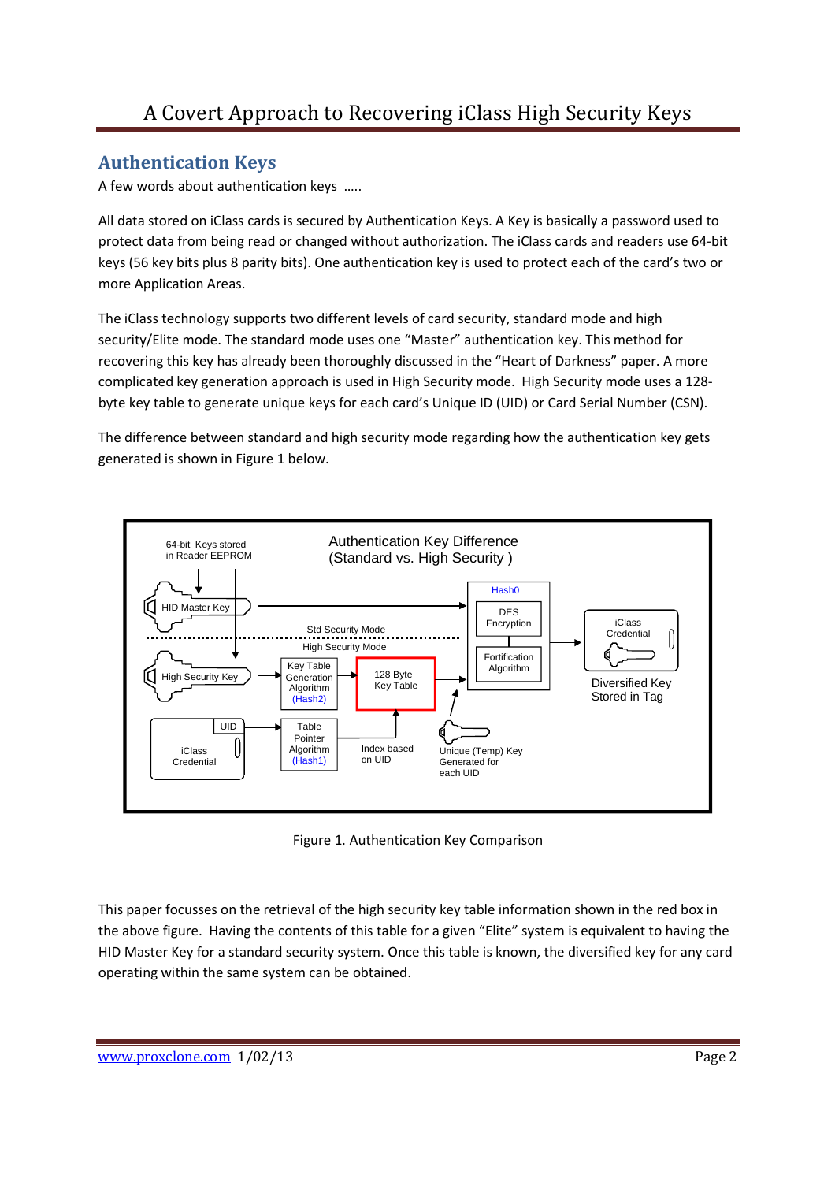## Authentication Keys

A few words about authentication keys .....

All data stored on iClass cards is secured by Authentication Keys. A Key is basically a password used to protect data from being read or changed without authorization. The iClass cards and readers use 64-bit keys (56 key bits plus 8 parity bits). One authentication key is used to protect each of the card's two or more Application Areas.

The iClass technology supports two different levels of card security, standard mode and high security/Elite mode. The standard mode uses one "Master" authentication key. This method for recovering this key has already been thoroughly discussed in the "Heart of Darkness" paper. A more complicated key generation approach is used in High Security mode. High Security mode uses a 128-byte key table to generate unique keys for each card's Unique ID (UID) or Card Serial Number (CSN).

The difference between standard and high security mode regarding how the authentication key gets generated is shown in Figure 1 below.

Figure 1. Authentication Key Comparison

This paper focusses on the retrieval of the high security key table information shown in the red box in the above figure. Having the contents of this table for a given "Elite" system is equivalent to having the HID Master Key for a standard security system. Once this table is known, the diversified key for any card operating within the same system can be obtained.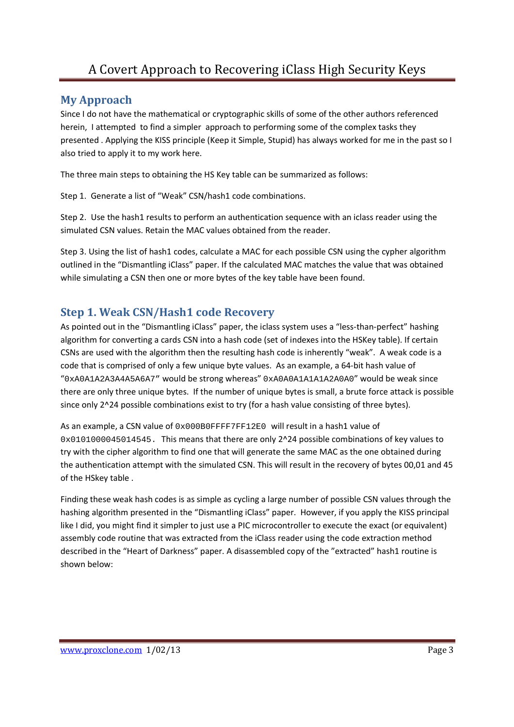## My Approach

Since I do not have the mathematical or cryptographic skills of some of the other authors referenced herein, I attempted to find a simpler approach to performing some of the complex tasks they presented . Applying the KISS principle (Keep it Simple, Stupid) has always worked for me in the past so I also tried to apply it to my work here.

The three main steps to obtaining the HS Key table can be summarized as follows:

Step 1. Generate a list of "Weak" CSN/hash1 code combinations.

Step 2. Use the hash1 results to perform an authentication sequence with an iclass reader using the simulated CSN values. Retain the MAC values obtained from the reader.

Step 3. Using the list of hash1 codes, calculate a MAC for each possible CSN using the cypher algorithm outlined in the "Dismantling iClass" paper. If the calculated MAC matches the value that was obtained while simulating a CSN then one or more bytes of the key table have been found.

## Step 1. Weak CSN/Hash1 code Recovery

As pointed out in the "Dismantling iClass" paper, the iclass system uses a "less-than-perfect" hashing algorithm for converting a cards CSN into a hash code (set of indexes into the HSKey table). If certain CSNs are used with the algorithm then the resulting hash code is inherently "weak". A weak code is a code that is comprised of only a few unique byte values. As an example, a 64-bit hash value of "`0xA0A1A2A3A4A5A6A7`" would be strong whereas" `0xA0A0A1A1A1A2A0A0`" would be weak since there are only three unique bytes. If the number of unique bytes is small, a brute force attack is possible since only 2^24 possible combinations exist to try (for a hash value consisting of three bytes).

As an example, a CSN value of `0x000B0FFFF7FF12E0` will result in a hash1 value of `0x0101000045014545`. This means that there are only 2^24 possible combinations of key values to try with the cipher algorithm to find one that will generate the same MAC as the one obtained during the authentication attempt with the simulated CSN. This will result in the recovery of bytes 00,01 and 45 of the HSkey table .

Finding these weak hash codes is as simple as cycling a large number of possible CSN values through the hashing algorithm presented in the "Dismantling iClass" paper. However, if you apply the KISS principal like I did, you might find it simpler to just use a PIC microcontroller to execute the exact (or equivalent) assembly code routine that was extracted from the iClass reader using the code extraction method described in the "Heart of Darkness" paper. A disassembled copy of the "extracted" hash1 routine is shown below: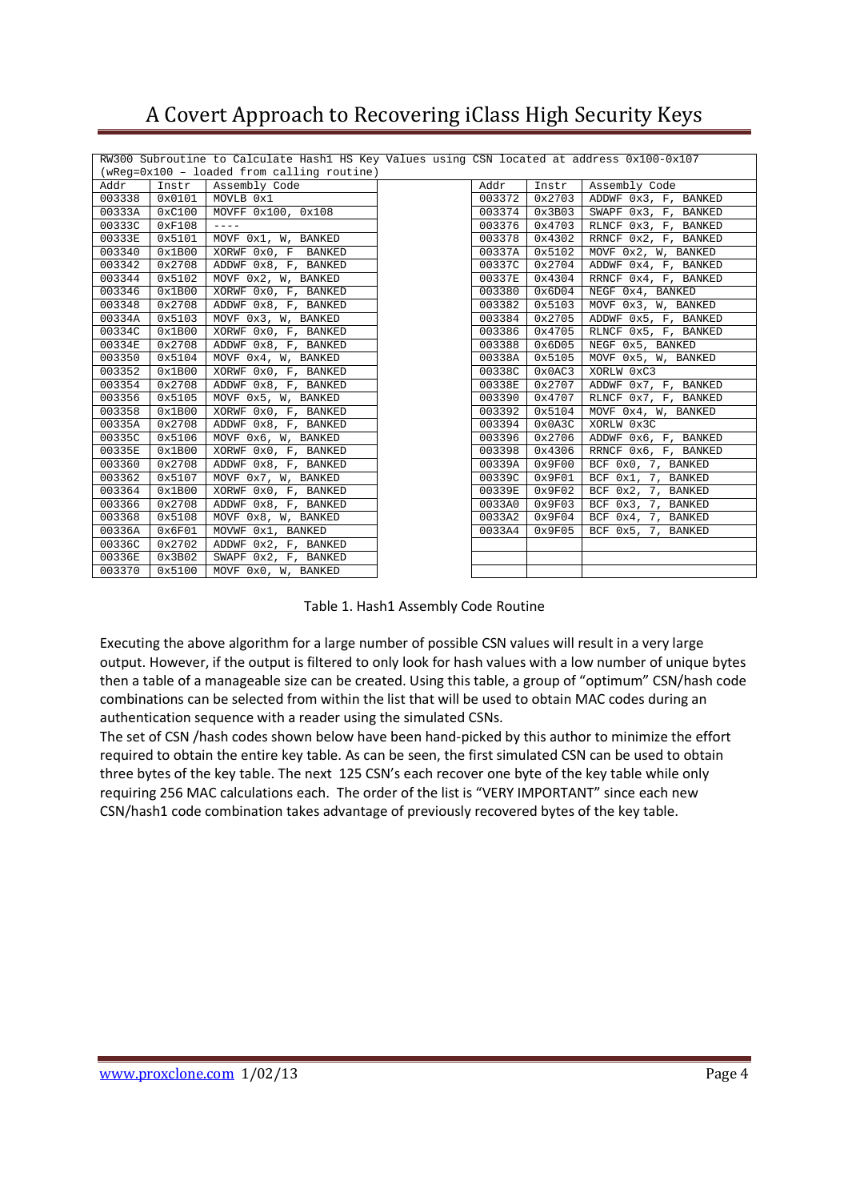| RW300 Subroutine to Calculate Hash1 HS Key Values using CSN located at address 0x100-0x107 (wReg=0x100 – loaded from calling routine) | | | | | | |
|---|---|---|---|---|---|---|
| Addr | Instr | Assembly Code | | Addr | Instr | Assembly Code |
| 003338 | 0x0101 | MOVLB 0x1 | | 003372 | 0x2703 | ADDWF 0x3, F, BANKED |
| 00333A | 0xC100 | MOVFF 0x100, 0x108 | | 003374 | 0x3B03 | SWAPF 0x3, F, BANKED |
| 00333C | 0xF108 | ---- | | 003376 | 0x4703 | RLNCF 0x3, F, BANKED |
| 00333E | 0x5101 | MOVF 0x1, W, BANKED | | 003378 | 0x4302 | RRNCF 0x2, F, BANKED |
| 003340 | 0x1B00 | XORWF 0x0, F BANKED | | 00337A | 0x5102 | MOVF 0x2, W, BANKED |
| 003342 | 0x2708 | ADDWF 0x8, F, BANKED | | 00337C | 0x2704 | ADDWF 0x4, F, BANKED |
| 003344 | 0x5102 | MOVF 0x2, W, BANKED | | 00337E | 0x4304 | RRNCF 0x4, F, BANKED |
| 003346 | 0x1B00 | XORWF 0x0, F, BANKED | | 003380 | 0x6D04 | NEGF 0x4, BANKED |
| 003348 | 0x2708 | ADDWF 0x8, F, BANKED | | 003382 | 0x5103 | MOVF 0x3, W, BANKED |
| 00334A | 0x5103 | MOVF 0x3, W, BANKED | | 003384 | 0x2705 | ADDWF 0x5, F, BANKED |
| 00334C | 0x1B00 | XORWF 0x0, F, BANKED | | 003386 | 0x4705 | RLNCF 0x5, F, BANKED |
| 00334E | 0x2708 | ADDWF 0x8, F, BANKED | | 003388 | 0x6D05 | NEGF 0x5, BANKED |
| 003350 | 0x5104 | MOVF 0x4, W, BANKED | | 00338A | 0x5105 | MOVF 0x5, W, BANKED |
| 003352 | 0x1B00 | XORWF 0x0, F, BANKED | | 00338C | 0x0AC3 | XORLW 0xC3 |
| 003354 | 0x2708 | ADDWF 0x8, F, BANKED | | 00338E | 0x2707 | ADDWF 0x7, F, BANKED |
| 003356 | 0x5105 | MOVF 0x5, W, BANKED | | 003390 | 0x4707 | RLNCF 0x7, F, BANKED |
| 003358 | 0x1B00 | XORWF 0x0, F, BANKED | | 003392 | 0x5104 | MOVF 0x4, W, BANKED |
| 00335A | 0x2708 | ADDWF 0x8, F, BANKED | | 003394 | 0x0A3C | XORLW 0x3C |
| 00335C | 0x5106 | MOVF 0x6, W, BANKED | | 003396 | 0x2706 | ADDWF 0x6, F, BANKED |
| 00335E | 0x1B00 | XORWF 0x0, F, BANKED | | 003398 | 0x4306 | RRNCF 0x6, F, BANKED |
| 003360 | 0x2708 | ADDWF 0x8, F, BANKED | | 00339A | 0x9F00 | BCF 0x0, 7, BANKED |
| 003362 | 0x5107 | MOVF 0x7, W, BANKED | | 00339C | 0x9F01 | BCF 0x1, 7, BANKED |
| 003364 | 0x1B00 | XORWF 0x0, F, BANKED | | 00339E | 0x9F02 | BCF 0x2, 7, BANKED |
| 003366 | 0x2708 | ADDWF 0x8, F, BANKED | | 0033A0 | 0x9F03 | BCF 0x3, 7, BANKED |
| 003368 | 0x5108 | MOVF 0x8, W, BANKED | | 0033A2 | 0x9F04 | BCF 0x4, 7, BANKED |
| 00336A | 0x6F01 | MOVWF 0x1, BANKED | | 0033A4 | 0x9F05 | BCF 0x5, 7, BANKED |
| 00336C | 0x2702 | ADDWF 0x2, F, BANKED | | | | |
| 00336E | 0x3B02 | SWAPF 0x2, F, BANKED | | | | |
| 003370 | 0x5100 | MOVF 0x0, W, BANKED | | | | |

Table 1. Hash1 Assembly Code Routine

Executing the above algorithm for a large number of possible CSN values will result in a very large output. However, if the output is filtered to only look for hash values with a low number of unique bytes then a table of a manageable size can be created. Using this table, a group of "optimum" CSN/hash code combinations can be selected from within the list that will be used to obtain MAC codes during an authentication sequence with a reader using the simulated CSNs.

The set of CSN /hash codes shown below have been hand-picked by this author to minimize the effort required to obtain the entire key table. As can be seen, the first simulated CSN can be used to obtain three bytes of the key table. The next 125 CSN's each recover one byte of the key table while only requiring 256 MAC calculations each. The order of the list is "VERY IMPORTANT" since each new CSN/hash1 code combination takes advantage of previously recovered bytes of the key table.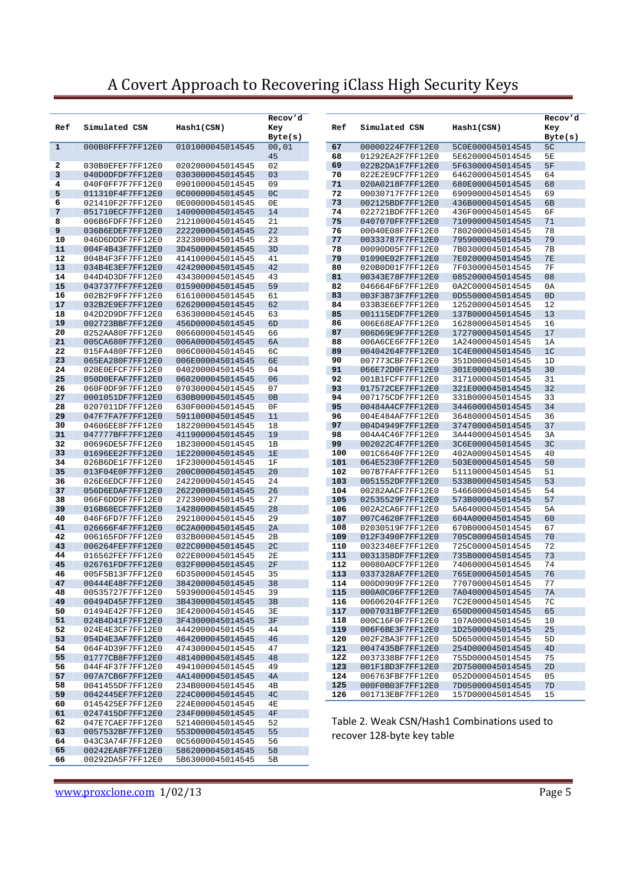| Ref | Simulated CSN | Hash1(CSN) | Recov'd Key Byte(s) |
|---|---|---|---|
| 1 | 000B0FFFF7FF12E0 | 0101000045014545 | 00, 01 45 |
| 2 | 030B0EFEF7FF12E0 | 0202000045014545 | 02 |
| 3 | 040D0DFDF7FF12E0 | 0303000045014545 | 03 |
| 4 | 040F0FF7F7FF12E0 | 0901000045014545 | 09 |
| 5 | 011310F4F7FF12E0 | 0C00000045014545 | 0C |
| 6 | 021410F2F7FF12E0 | 0E00000045014545 | 0E |
| 7 | 051710ECF7FF12E0 | 1400000045014545 | 14 |
| 8 | 006B6FDFF7FF12E0 | 2121000045014545 | 21 |
| 9 | 036B6EDEF7FF12E0 | 2222000045014545 | 22 |
| 10 | 046D6DDDF7FF12E0 | 2323000045014545 | 23 |
| 11 | 004F4B43F7FF12E0 | 3D45000045014545 | 3D |
| 12 | 004B4F3FF7FF12E0 | 4141000045014545 | 41 |
| 13 | 034B4E3EF7FF12E0 | 4242000045014545 | 42 |
| 14 | 044D4D3DF7FF12E0 | 4343000045014545 | 43 |
| 15 | 0437377FF7FF12E0 | 0159000045014545 | 59 |
| 16 | 002B2F9FF7FF12E0 | 6161000045014545 | 61 |
| 17 | 032B2E9EF7FF12E0 | 6262000045014545 | 62 |
| 18 | 042D2D9DF7FF12E0 | 6363000045014545 | 63 |
| 19 | 002723BBF7FF12E0 | 456D000045014545 | 6D |
| 20 | 0252AA80F7FF12E0 | 0066000045014545 | 66 |
| 21 | 005CA680F7FF12E0 | 006A000045014545 | 6A |
| 22 | 015FA480F7FF12E0 | 006C000045014545 | 6C |
| 23 | 065EA280F7FF12E0 | 006E000045014545 | 6E |
| 24 | 020E0EFCF7FF12E0 | 0402000045014545 | 04 |
| 25 | 050D0EFAF7FF12E0 | 0602000045014545 | 06 |
| 26 | 060F0DF9F7FF12E0 | 0703000045014545 | 07 |
| 27 | 0001051DF7FF12E0 | 630B000045014545 | 0B |
| 28 | 0207011DF7FF12E0 | 630F000045014545 | 0F |
| 29 | 047F7FA7F7FF12E0 | 5911000045014545 | 11 |
| 30 | 04606EE8F7FF12E0 | 1822000045014545 | 18 |
| 31 | 047777BFF7FF12E0 | 4119000045014545 | 19 |
| 32 | 00696DE5F7FF12E0 | 1B23000045014545 | 1B |
| 33 | 01696EE2F7FF12E0 | 1E22000045014545 | 1E |
| 34 | 026B6DE1F7FF12E0 | 1F23000045014545 | 1F |
| 35 | 013F04E0F7FF12E0 | 200C000045014545 | 20 |
| 36 | 026E6EDCF7FF12E0 | 2422000045014545 | 24 |
| 37 | 056D6EDAF7FF12E0 | 2622000045014545 | 26 |
| 38 | 066F6DD9F7FF12E0 | 2723000045014545 | 27 |
| 39 | 016B68ECF7FF12E0 | 1428000045014545 | 28 |
| 40 | 046F6FD7F7FF12E0 | 2921000045014545 | 29 |
| 41 | 026666F4F7FF12E0 | 0C2A000045014545 | 2A |
| 42 | 006165FDF7FF12E0 | 032B000045014545 | 2B |
| 43 | 006264FEF7FF12E0 | 022C000045014545 | 2C |
| 44 | 016562FEF7FF12E0 | 022E000045014545 | 2E |
| 45 | 026761FDF7FF12E0 | 032F000045014545 | 2F |
| 46 | 005F5B13F7FF12E0 | 6D35000045014545 | 35 |
| 47 | 00444E48F7FF12E0 | 3842000045014545 | 38 |
| 48 | 00535727F7FF12E0 | 5939000045014545 | 39 |
| 49 | 00494D45F7FF12E0 | 3B43000045014545 | 3B |
| 50 | 01494E42F7FF12E0 | 3E42000045014545 | 3E |
| 51 | 024B4D41F7FF12E0 | 3F43000045014545 | 3F |
| 52 | 024E4E3CF7FF12E0 | 4442000045014545 | 44 |
| 53 | 054D4E3AF7FF12E0 | 4642000045014545 | 46 |
| 54 | 064F4D39F7FF12E0 | 4743000045014545 | 47 |
| 55 | 01777CB8F7FF12E0 | 4814000045014545 | 48 |
| 56 | 044F4F37F7FF12E0 | 4941000045014545 | 49 |
| 57 | 007A7CB6F7FF12E0 | 4A14000045014545 | 4A |
| 58 | 0041455DF7FF12E0 | 234B000045014545 | 4B |
| 59 | 0042445EF7FF12E0 | 224C000045014545 | 4C |
| 60 | 0145425EF7FF12E0 | 224E000045014545 | 4E |
| 61 | 0247415DF7FF12E0 | 234F000045014545 | 4F |
| 62 | 047E7CAEF7FF12E0 | 5214000045014545 | 52 |
| 63 | 0057532BF7FF12E0 | 553D000045014545 | 55 |
| 64 | 043C3A74F7FF12E0 | 0C56000045014545 | 56 |
| 65 | 00242EA8F7FF12E0 | 5862000045014545 | 58 |
| 66 | 00292DA5F7FF12E0 | 5B63000045014545 | 5B |
| 67 | 00000224F7FF12E0 | 5C0E000045014545 | 5C |
| 68 | 01292EA2F7FF12E0 | 5E62000045014545 | 5E |
| 69 | 022B2DA1F7FF12E0 | 5F63000045014545 | 5F |
| 70 | 022E2E9CF7FF12E0 | 6462000045014545 | 64 |
| 71 | 020A0218F7FF12E0 | 680E000045014545 | 68 |
| 72 | 00030717F7FF12E0 | 6909000045014545 | 69 |
| 73 | 002125BDF7FF12E0 | 436B000045014545 | 6B |
| 74 | 022721BDF7FF12E0 | 436F000045014545 | 6F |
| 75 | 0407070FF7FF12E0 | 7109000045014545 | 71 |
| 76 | 00040E08F7FF12E0 | 7802000045014545 | 78 |
| 77 | 00333787F7FF12E0 | 7959000045014545 | 79 |
| 78 | 00090D05F7FF12E0 | 7B03000045014545 | 7B |
| 79 | 01090E02F7FF12E0 | 7E02000045014545 | 7E |
| 80 | 020B0D01F7FF12E0 | 7F03000045014545 | 7F |
| 81 | 00343E78F7FF12E0 | 0852000045014545 | 08 |
| 82 | 046664F6F7FF12E0 | 0A2C000045014545 | 0A |
| 83 | 003F3B73F7FF12E0 | 0D55000045014545 | 0D |
| 84 | 033B3E6EF7FF12E0 | 1252000045014545 | 12 |
| 85 | 001115EDF7FF12E0 | 137B000045014545 | 13 |
| 86 | 006E68EAF7FF12E0 | 1628000045014545 | 16 |
| 87 | 006D69E9F7FF12E0 | 1727000045014545 | 17 |
| 88 | 006A6CE6F7FF12E0 | 1A24000045014545 | 1A |
| 89 | 00404264F7FF12E0 | 1C4E000045014545 | 1C |
| 90 | 007773CBF7FF12E0 | 351D000045014545 | 1D |
| 91 | 066E72D0F7FF12E0 | 301E000045014545 | 30 |
| 92 | 001B1FCFF7FF12E0 | 3171000045014545 | 31 |
| 93 | 017572CEF7FF12E0 | 321E000045014545 | 32 |
| 94 | 007175CDF7FF12E0 | 331B000045014545 | 33 |
| 95 | 00484A4CF7FF12E0 | 3446000045014545 | 34 |
| 96 | 004E484AF7FF12E0 | 3648000045014545 | 36 |
| 97 | 004D4949F7FF12E0 | 3747000045014545 | 37 |
| 98 | 004A4C46F7FF12E0 | 3A44000045014545 | 3A |
| 99 | 002022C4F7FF12E0 | 3C6E000045014545 | 3C |
| 100 | 001C6640F7FF12E0 | 402A000045014545 | 40 |
| 101 | 064E5230F7FF12E0 | 503E000045014545 | 50 |
| 102 | 007B7FAFF7FF12E0 | 5111000045014545 | 51 |
| 103 | 0051552DF7FF12E0 | 533B000045014545 | 53 |
| 104 | 00282AACF7FF12E0 | 5466000045014545 | 54 |
| 105 | 02535529F7FF12E0 | 573B000045014545 | 57 |
| 106 | 002A2CA6F7FF12E0 | 5A64000045014545 | 5A |
| 107 | 007C4620F7FF12E0 | 604A000045014545 | 60 |
| 108 | 02030519F7FF12E0 | 670B000045014545 | 67 |
| 109 | 012F3490F7FF12E0 | 705C000045014545 | 70 |
| 110 | 0032348EF7FF12E0 | 725C000045014545 | 72 |
| 111 | 0031358DF7FF12E0 | 735B000045014545 | 73 |
| 112 | 00080A0CF7FF12E0 | 7406000045014545 | 74 |
| 113 | 0337328AF7FF12E0 | 765E000045014545 | 76 |
| 114 | 000D0909F7FF12E0 | 7707000045014545 | 77 |
| 115 | 000A0C06F7FF12E0 | 7A04000045014545 | 7A |
| 116 | 00606204F7FF12E0 | 7C2E000045014545 | 7C |
| 117 | 0007031BF7FF12E0 | 650D000045014545 | 65 |
| 118 | 000C16F0F7FF12E0 | 107A000045014545 | 10 |
| 119 | 006F6BE3F7FF12E0 | 1D25000045014545 | 25 |
| 120 | 002F2BA3F7FF12E0 | 5D65000045014545 | 5D |
| 121 | 0047435BF7FF12E0 | 254D000045014545 | 4D |
| 122 | 0037338BF7FF12E0 | 755D000045014545 | 75 |
| 123 | 001F1BD3F7FF12E0 | 2D75000045014545 | 2D |
| 124 | 006763FBF7FF12E0 | 052D000045014545 | 05 |
| 125 | 000F0B03F7FF12E0 | 7D05000045014545 | 7D |
| 126 | 001713EBF7FF12E0 | 157D000045014545 | 15 |

Table 2. Weak CSN/Hash1 Combinations used to recover 128-byte key table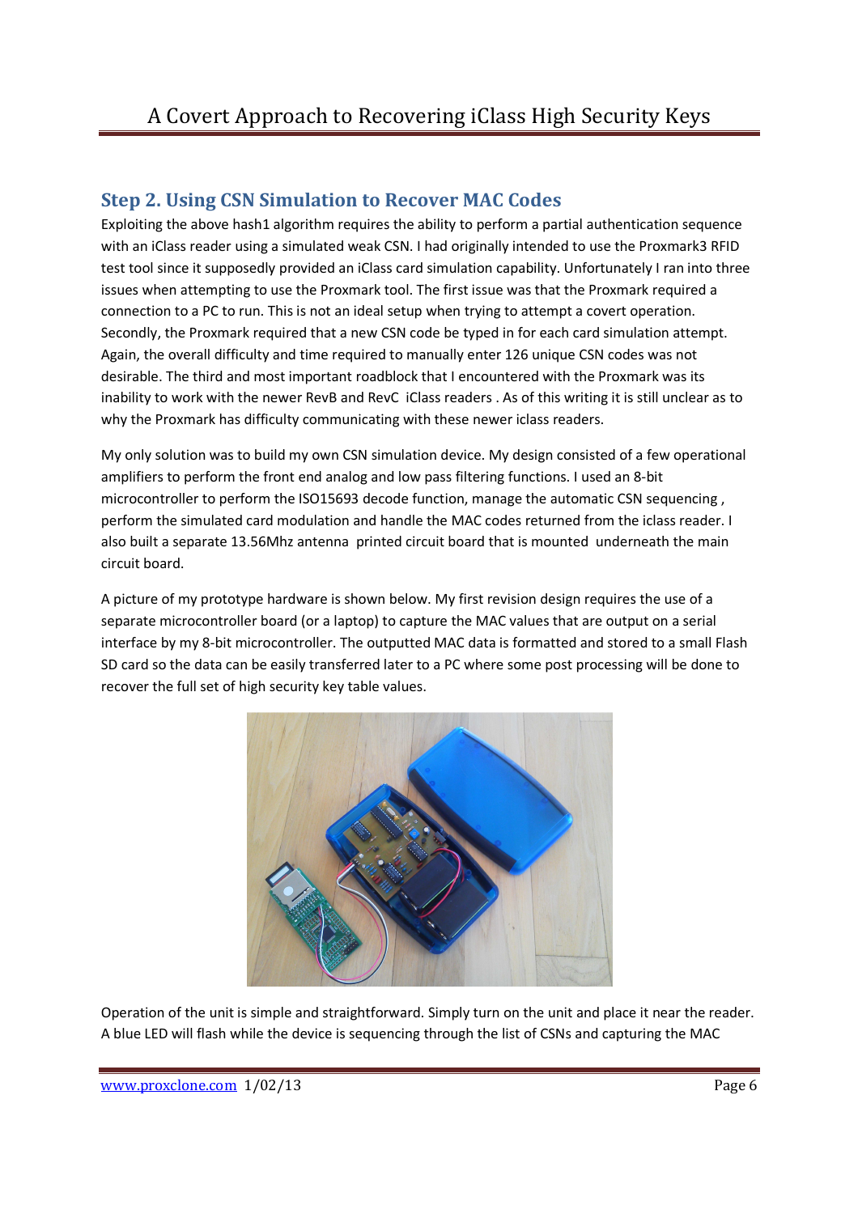## Step 2. Using CSN Simulation to Recover MAC Codes

Exploiting the above hash1 algorithm requires the ability to perform a partial authentication sequence with an iClass reader using a simulated weak CSN. I had originally intended to use the Proxmark3 RFID test tool since it supposedly provided an iClass card simulation capability. Unfortunately I ran into three issues when attempting to use the Proxmark tool. The first issue was that the Proxmark required a connection to a PC to run. This is not an ideal setup when trying to attempt a covert operation. Secondly, the Proxmark required that a new CSN code be typed in for each card simulation attempt. Again, the overall difficulty and time required to manually enter 126 unique CSN codes was not desirable. The third and most important roadblock that I encountered with the Proxmark was its inability to work with the newer RevB and RevC iClass readers . As of this writing it is still unclear as to why the Proxmark has difficulty communicating with these newer iclass readers.

My only solution was to build my own CSN simulation device. My design consisted of a few operational amplifiers to perform the front end analog and low pass filtering functions. I used an 8-bit microcontroller to perform the ISO15693 decode function, manage the automatic CSN sequencing , perform the simulated card modulation and handle the MAC codes returned from the iclass reader. I also built a separate 13.56Mhz antenna printed circuit board that is mounted underneath the main circuit board.

A picture of my prototype hardware is shown below. My first revision design requires the use of a separate microcontroller board (or a laptop) to capture the MAC values that are output on a serial interface by my 8-bit microcontroller. The outputted MAC data is formatted and stored to a small Flash SD card so the data can be easily transferred later to a PC where some post processing will be done to recover the full set of high security key table values.

Operation of the unit is simple and straightforward. Simply turn on the unit and place it near the reader. A blue LED will flash while the device is sequencing through the list of CSNs and capturing the MAC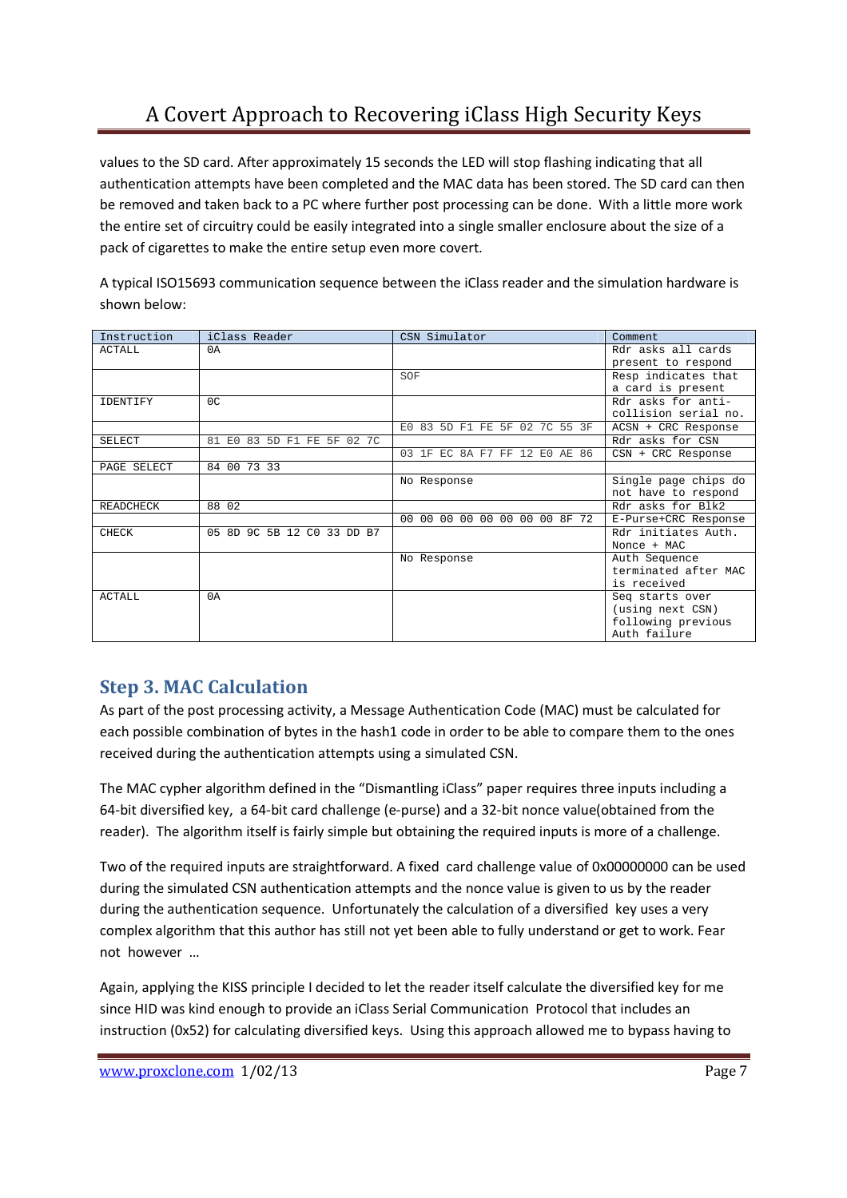values to the SD card. After approximately 15 seconds the LED will stop flashing indicating that all authentication attempts have been completed and the MAC data has been stored. The SD card can then be removed and taken back to a PC where further post processing can be done. With a little more work the entire set of circuitry could be easily integrated into a single smaller enclosure about the size of a pack of cigarettes to make the entire setup even more covert.

A typical ISO15693 communication sequence between the iClass reader and the simulation hardware is shown below:

| Instruction | iClass Reader | CSN Simulator | Comment |
| --- | --- | --- | --- |
| ACTALL | 0A | | Rdr asks all cards present to respond |
| | | SOF | Resp indicates that a card is present |
| IDENTIFY | 0C | | Rdr asks for anti-collision serial no. |
| | | E0 83 5D F1 FE 5F 02 7C 55 3F | ACSN + CRC Response |
| SELECT | 81 E0 83 5D F1 FE 5F 02 7C | | Rdr asks for CSN |
| | | 03 1F EC 8A F7 FF 12 E0 AE 86 | CSN + CRC Response |
| PAGE SELECT | 84 00 73 33 | | |
| | | No Response | Single page chips do not have to respond |
| READCHECK | 88 02 | | Rdr asks for Blk2 |
| | | 00 00 00 00 00 00 00 00 8F 72 | E-Purse+CRC Response |
| CHECK | 05 8D 9C 5B 12 C0 33 DD B7 | | Rdr initiates Auth. Nonce + MAC |
| | | No Response | Auth Sequence terminated after MAC is received |
| ACTALL | 0A | | Seq starts over (using next CSN) following previous Auth failure |

## Step 3. MAC Calculation

As part of the post processing activity, a Message Authentication Code (MAC) must be calculated for each possible combination of bytes in the hash1 code in order to be able to compare them to the ones received during the authentication attempts using a simulated CSN.

The MAC cypher algorithm defined in the "Dismantling iClass" paper requires three inputs including a 64-bit diversified key, a 64-bit card challenge (e-purse) and a 32-bit nonce value(obtained from the reader). The algorithm itself is fairly simple but obtaining the required inputs is more of a challenge.

Two of the required inputs are straightforward. A fixed card challenge value of 0x00000000 can be used during the simulated CSN authentication attempts and the nonce value is given to us by the reader during the authentication sequence. Unfortunately the calculation of a diversified key uses a very complex algorithm that this author has still not yet been able to fully understand or get to work. Fear not however …

Again, applying the KISS principle I decided to let the reader itself calculate the diversified key for me since HID was kind enough to provide an iClass Serial Communication Protocol that includes an instruction (0x52) for calculating diversified keys. Using this approach allowed me to bypass having to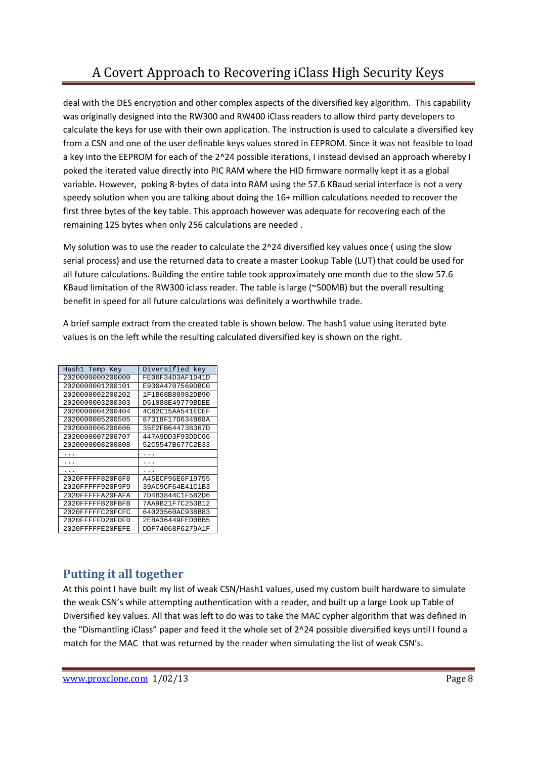deal with the DES encryption and other complex aspects of the diversified key algorithm. This capability was originally designed into the RW300 and RW400 iClass readers to allow third party developers to calculate the keys for use with their own application. The instruction is used to calculate a diversified key from a CSN and one of the user definable keys values stored in EEPROM. Since it was not feasible to load a key into the EEPROM for each of the 2^24 possible iterations, I instead devised an approach whereby I poked the iterated value directly into PIC RAM where the HID firmware normally kept it as a global variable. However, poking 8-bytes of data into RAM using the 57.6 KBaud serial interface is not a very speedy solution when you are talking about doing the 16+ million calculations needed to recover the first three bytes of the key table. This approach however was adequate for recovering each of the remaining 125 bytes when only 256 calculations are needed .

My solution was to use the reader to calculate the 2^24 diversified key values once ( using the slow serial process) and use the returned data to create a master Lookup Table (LUT) that could be used for all future calculations. Building the entire table took approximately one month due to the slow 57.6 KBaud limitation of the RW300 iclass reader. The table is large (~500MB) but the overall resulting benefit in speed for all future calculations was definitely a worthwhile trade.

A brief sample extract from the created table is shown below. The hash1 value using iterated byte values is on the left while the resulting calculated diversified key is shown on the right.

| Hash1 Temp Key | Diversified key |
|---|---|
| 2020000000200000 | FE06F34D3AF1D41D |
| 2020000001200101 | E930A4707569DBC0 |
| 2020000002200202 | 1F1B68B80982DB90 |
| 2020000003200303 | D51088E49779BDEE |
| 2020000004200404 | 4C82C15AA541ECEF |
| 2020000005200505 | 87318F17D634B68A |
| 2020000006200606 | 35E2FB644738367D |
| 2020000007200707 | 447A9DD3F93DDC66 |
| 2020000008200808 | 52C5547B677C2E33 |
| ... | ... |
| ... | ... |
| ... | ... |
| 2020FFFFF820F8F8 | A45ECF96E6F19755 |
| 2020FFFFF920F9F9 | 39AC9CF64E41C1B3 |
| 2020FFFFFA20FAFA | 7D4B3844C1F582D6 |
| 2020FFFFFB20FBFB | 7AA9B21F7C253B12 |
| 2020FFFFFC20FCFC | 64023560AC93BB83 |
| 2020FFFFFD20FDFD | 2EBA36449FED0BB5 |
| 2020FFFFFE20FEFE | DDF74068F6279A1F |

## Putting it all together

At this point I have built my list of weak CSN/Hash1 values, used my custom built hardware to simulate the weak CSN's while attempting authentication with a reader, and built up a large Look up Table of Diversified key values. All that was left to do was to take the MAC cypher algorithm that was defined in the "Dismantling iClass" paper and feed it the whole set of 2^24 possible diversified keys until I found a match for the MAC that was returned by the reader when simulating the list of weak CSN's.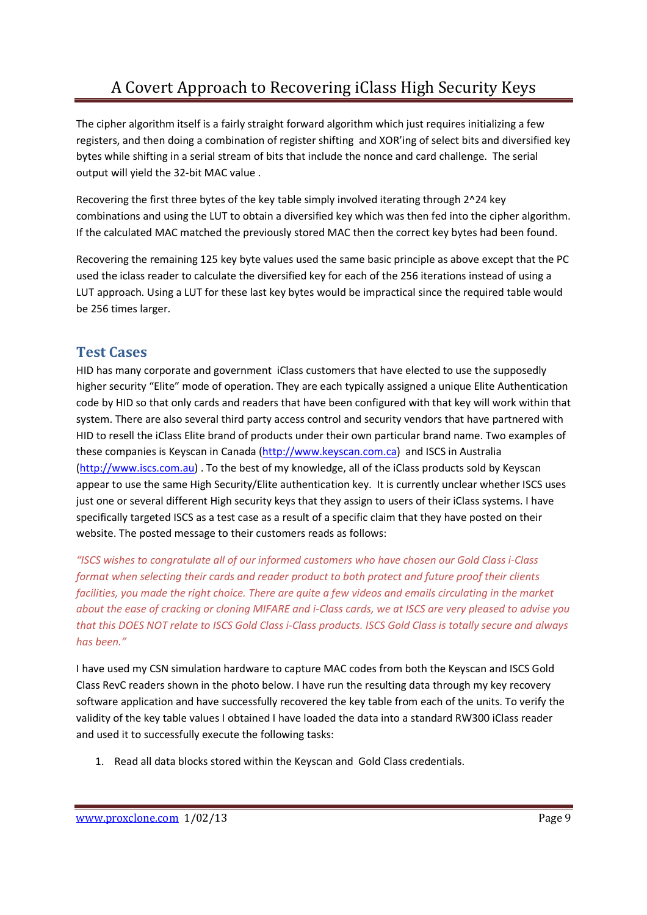The cipher algorithm itself is a fairly straight forward algorithm which just requires initializing a few registers, and then doing a combination of register shifting and XOR'ing of select bits and diversified key bytes while shifting in a serial stream of bits that include the nonce and card challenge. The serial output will yield the 32-bit MAC value .

Recovering the first three bytes of the key table simply involved iterating through 2^24 key combinations and using the LUT to obtain a diversified key which was then fed into the cipher algorithm. If the calculated MAC matched the previously stored MAC then the correct key bytes had been found.

Recovering the remaining 125 key byte values used the same basic principle as above except that the PC used the iclass reader to calculate the diversified key for each of the 256 iterations instead of using a LUT approach. Using a LUT for these last key bytes would be impractical since the required table would be 256 times larger.

## Test Cases

HID has many corporate and government iClass customers that have elected to use the supposedly higher security "Elite" mode of operation. They are each typically assigned a unique Elite Authentication code by HID so that only cards and readers that have been configured with that key will work within that system. There are also several third party access control and security vendors that have partnered with HID to resell the iClass Elite brand of products under their own particular brand name. Two examples of these companies is Keyscan in Canada (http://www.keyscan.com.ca) and ISCS in Australia (http://www.iscs.com.au) . To the best of my knowledge, all of the iClass products sold by Keyscan appear to use the same High Security/Elite authentication key. It is currently unclear whether ISCS uses just one or several different High security keys that they assign to users of their iClass systems. I have specifically targeted ISCS as a test case as a result of a specific claim that they have posted on their website. The posted message to their customers reads as follows:

*"ISCS wishes to congratulate all of our informed customers who have chosen our Gold Class i-Class format when selecting their cards and reader product to both protect and future proof their clients facilities, you made the right choice. There are quite a few videos and emails circulating in the market about the ease of cracking or cloning MIFARE and i-Class cards, we at ISCS are very pleased to advise you that this DOES NOT relate to ISCS Gold Class i-Class products. ISCS Gold Class is totally secure and always has been."*

I have used my CSN simulation hardware to capture MAC codes from both the Keyscan and ISCS Gold Class RevC readers shown in the photo below. I have run the resulting data through my key recovery software application and have successfully recovered the key table from each of the units. To verify the validity of the key table values I obtained I have loaded the data into a standard RW300 iClass reader and used it to successfully execute the following tasks:

1. Read all data blocks stored within the Keyscan and Gold Class credentials.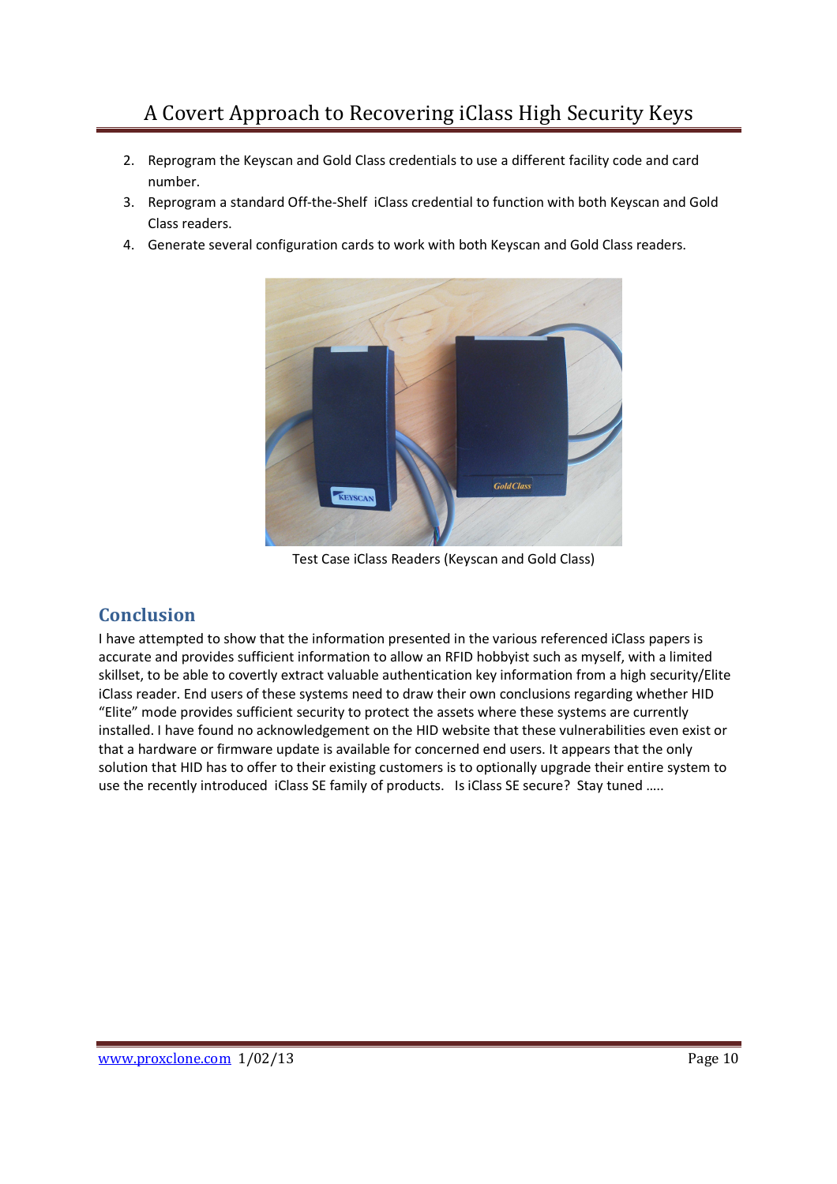2. Reprogram the Keyscan and Gold Class credentials to use a different facility code and card number.
3. Reprogram a standard Off-the-Shelf iClass credential to function with both Keyscan and Gold Class readers.
4. Generate several configuration cards to work with both Keyscan and Gold Class readers.

Test Case iClass Readers (Keyscan and Gold Class)

## Conclusion

I have attempted to show that the information presented in the various referenced iClass papers is accurate and provides sufficient information to allow an RFID hobbyist such as myself, with a limited skillset, to be able to covertly extract valuable authentication key information from a high security/Elite iClass reader. End users of these systems need to draw their own conclusions regarding whether HID "Elite" mode provides sufficient security to protect the assets where these systems are currently installed. I have found no acknowledgement on the HID website that these vulnerabilities even exist or that a hardware or firmware update is available for concerned end users. It appears that the only solution that HID has to offer to their existing customers is to optionally upgrade their entire system to use the recently introduced iClass SE family of products. Is iClass SE secure? Stay tuned .....